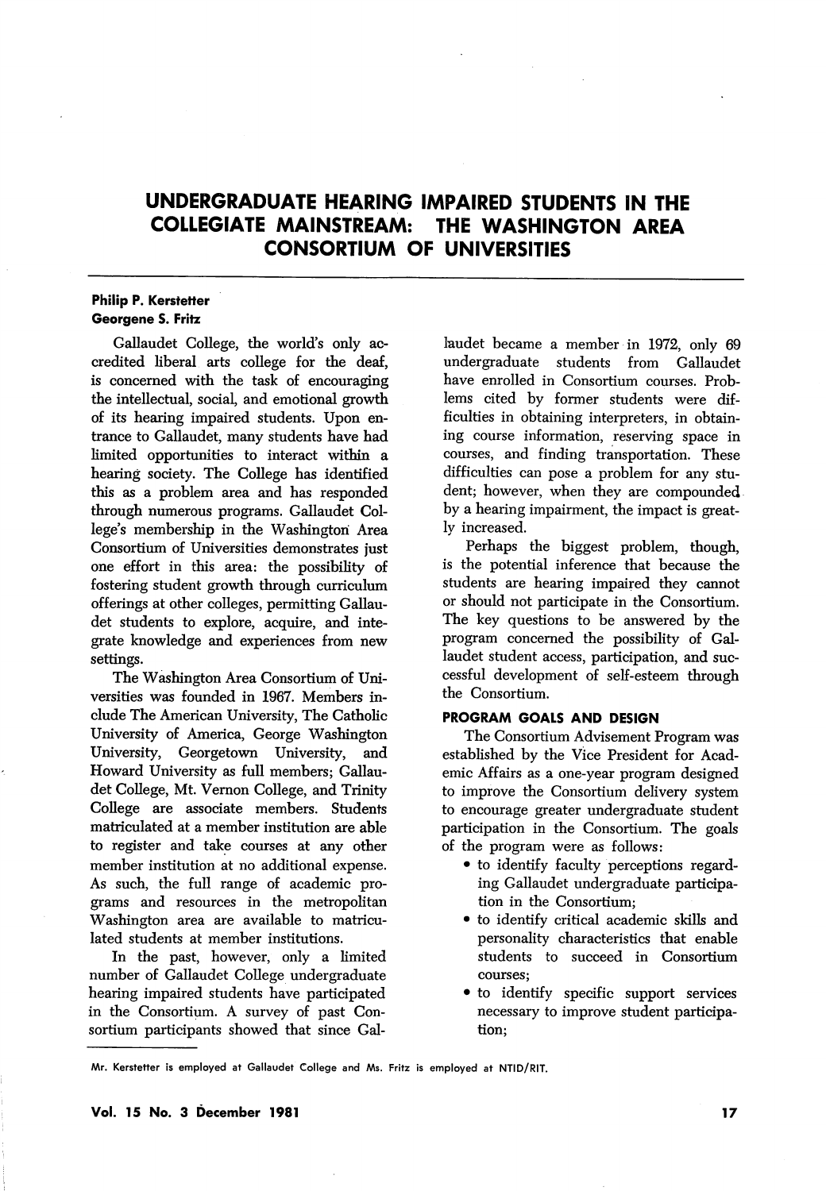# UNDERGRADUATE HEARING IMPAIRED STUDENTS IN THE COLLEGIATE MAINSTREAM: THE WASHINGTON AREA CONSORTIUM OF UNIVERSITIES

**Philip P. Kerstetter**
**Georgene S. Fritz**

Gallaudet College, the world's only accredited liberal arts college for the deaf, is concerned with the task of encouraging the intellectual, social, and emotional growth of its hearing impaired students. Upon entrance to Gallaudet, many students have had limited opportunities to interact within a hearing society. The College has identified this as a problem area and has responded through numerous programs. Gallaudet College's membership in the Washington Area Consortium of Universities demonstrates just one effort in this area: the possibility of fostering student growth through curriculum offerings at other colleges, permitting Gallaudet students to explore, acquire, and integrate knowledge and experiences from new settings.

The Washington Area Consortium of Universities was founded in 1967. Members include The American University, The Catholic University of America, George Washington University, Georgetown University, and Howard University as full members; Gallaudet College, Mt. Vernon College, and Trinity College are associate members. Students matriculated at a member institution are able to register and take courses at any other member institution at no additional expense. As such, the full range of academic programs and resources in the metropolitan Washington area are available to matriculated students at member institutions.

In the past, however, only a limited number of Gallaudet College undergraduate hearing impaired students have participated in the Consortium. A survey of past Consortium participants showed that since Gallaudet became a member in 1972, only 69 undergraduate students from Gallaudet have enrolled in Consortium courses. Problems cited by former students were difficulties in obtaining interpreters, in obtaining course information, reserving space in courses, and finding transportation. These difficulties can pose a problem for any student; however, when they are compounded by a hearing impairment, the impact is greatly increased.

Perhaps the biggest problem, though, is the potential inference that because the students are hearing impaired they cannot or should not participate in the Consortium. The key questions to be answered by the program concerned the possibility of Gallaudet student access, participation, and successful development of self-esteem through the Consortium.

## PROGRAM GOALS AND DESIGN

The Consortium Advisement Program was established by the Vice President for Academic Affairs as a one-year program designed to improve the Consortium delivery system to encourage greater undergraduate student participation in the Consortium. The goals of the program were as follows:

- to identify faculty perceptions regarding Gallaudet undergraduate participation in the Consortium;
- to identify critical academic skills and personality characteristics that enable students to succeed in Consortium courses;
- to identify specific support services necessary to improve student participation;

Mr. Kerstetter is employed at Gallaudet College and Ms. Fritz is employed at NTID/RIT.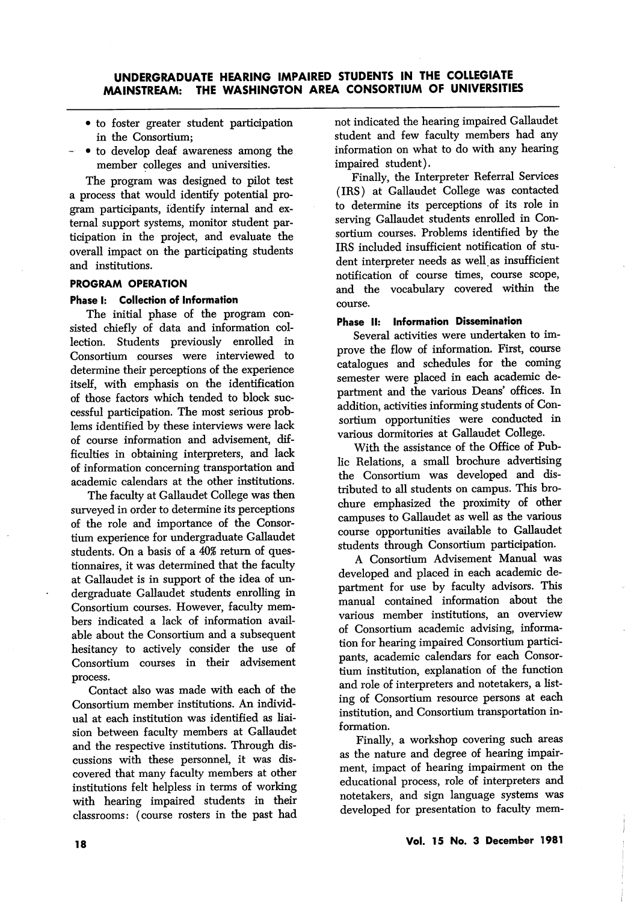- to foster greater student participation in the Consortium;
- to develop deaf awareness among the member colleges and universities.

The program was designed to pilot test a process that would identify potential program participants, identify internal and external support systems, monitor student participation in the project, and evaluate the overall impact on the participating students and institutions.

## PROGRAM OPERATION

### Phase I: Collection of Information

The initial phase of the program consisted chiefly of data and information collection. Students previously enrolled in Consortium courses were interviewed to determine their perceptions of the experience itself, with emphasis on the identification of those factors which tended to block successful participation. The most serious problems identified by these interviews were lack of course information and advisement, difficulties in obtaining interpreters, and lack of information concerning transportation and academic calendars at the other institutions.

The faculty at Gallaudet College was then surveyed in order to determine its perceptions of the role and importance of the Consortium experience for undergraduate Gallaudet students. On a basis of a 40% return of questionnaires, it was determined that the faculty at Gallaudet is in support of the idea of undergraduate Gallaudet students enrolling in Consortium courses. However, faculty members indicated a lack of information available about the Consortium and a subsequent hesitancy to actively consider the use of Consortium courses in their advisement process.

Contact also was made with each of the Consortium member institutions. An individual at each institution was identified as liaision between faculty members at Gallaudet and the respective institutions. Through discussions with these personnel, it was discovered that many faculty members at other institutions felt helpless in terms of working with hearing impaired students in their classrooms: (course rosters in the past had not indicated the hearing impaired Gallaudet student and few faculty members had any information on what to do with any hearing impaired student).

Finally, the Interpreter Referral Services (IRS) at Gallaudet College was contacted to determine its perceptions of its role in serving Gallaudet students enrolled in Consortium courses. Problems identified by the IRS included insufficient notification of student interpreter needs as well as insufficient notification of course times, course scope, and the vocabulary covered within the course.

### Phase II: Information Dissemination

Several activities were undertaken to improve the flow of information. First, course catalogues and schedules for the coming semester were placed in each academic department and the various Deans' offices. In addition, activities informing students of Consortium opportunities were conducted in various dormitories at Gallaudet College.

With the assistance of the Office of Public Relations, a small brochure advertising the Consortium was developed and distributed to all students on campus. This brochure emphasized the proximity of other campuses to Gallaudet as well as the various course opportunities available to Gallaudet students through Consortium participation.

A Consortium Advisement Manual was developed and placed in each academic department for use by faculty advisors. This manual contained information about the various member institutions, an overview of Consortium academic advising, information for hearing impaired Consortium participants, academic calendars for each Consortium institution, explanation of the function and role of interpreters and notetakers, a listing of Consortium resource persons at each institution, and Consortium transportation information.

Finally, a workshop covering such areas as the nature and degree of hearing impairment, impact of hearing impairment on the educational process, role of interpreters and notetakers, and sign language systems was developed for presentation to faculty mem-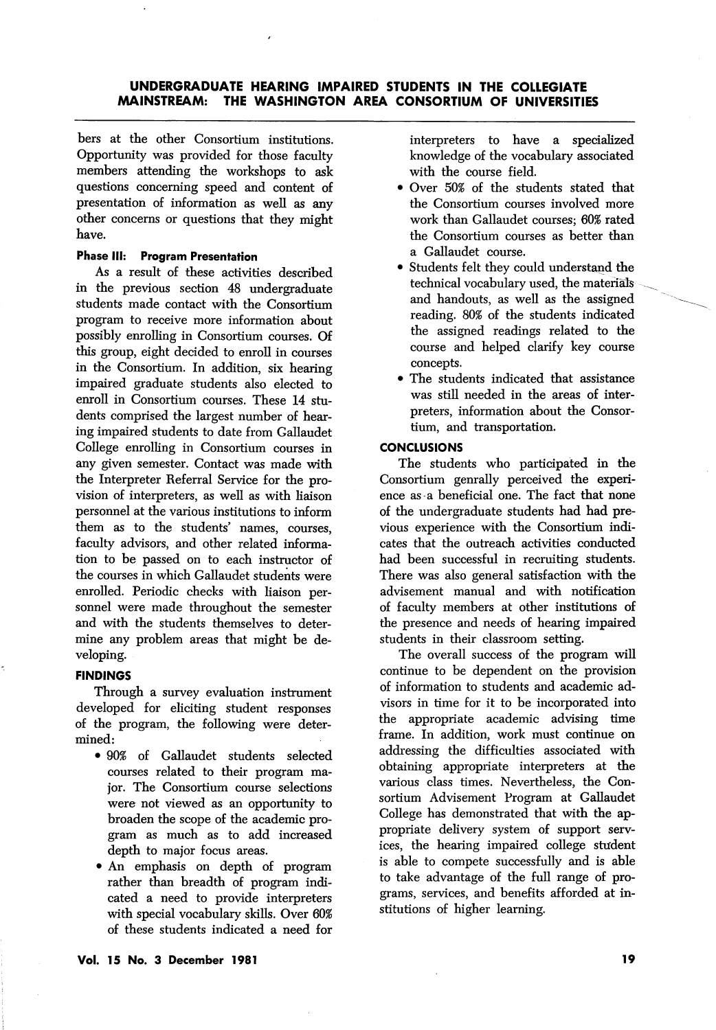bers at the other Consortium institutions. Opportunity was provided for those faculty members attending the workshops to ask questions concerning speed and content of presentation of information as well as any other concerns or questions that they might have.

### Phase III: Program Presentation

As a result of these activities described in the previous section 48 undergraduate students made contact with the Consortium program to receive more information about possibly enrolling in Consortium courses. Of this group, eight decided to enroll in courses in the Consortium. In addition, six hearing impaired graduate students also elected to enroll in Consortium courses. These 14 students comprised the largest number of hearing impaired students to date from Gallaudet College enrolling in Consortium courses in any given semester. Contact was made with the Interpreter Referral Service for the provision of interpreters, as well as with liaison personnel at the various institutions to inform them as to the students' names, courses, faculty advisors, and other related information to be passed on to each instructor of the courses in which Gallaudet students were enrolled. Periodic checks with liaison personnel were made throughout the semester and with the students themselves to determine any problem areas that might be developing.

## FINDINGS

Through a survey evaluation instrument developed for eliciting student responses of the program, the following were determined:

- 90% of Gallaudet students selected courses related to their program major. The Consortium course selections were not viewed as an opportunity to broaden the scope of the academic program as much as to add increased depth to major focus areas.
- An emphasis on depth of program rather than breadth of program indicated a need to provide interpreters with special vocabulary skills. Over 60% of these students indicated a need for interpreters to have a specialized knowledge of the vocabulary associated with the course field.
- Over 50% of the students stated that the Consortium courses involved more work than Gallaudet courses; 60% rated the Consortium courses as better than a Gallaudet course.
- Students felt they could understand the technical vocabulary used, the materials and handouts, as well as the assigned reading. 80% of the students indicated the assigned readings related to the course and helped clarify key course concepts.
- The students indicated that assistance was still needed in the areas of interpreters, information about the Consortium, and transportation.

## CONCLUSIONS

The students who participated in the Consortium genrally perceived the experience as a beneficial one. The fact that none of the undergraduate students had had previous experience with the Consortium indicates that the outreach activities conducted had been successful in recruiting students. There was also general satisfaction with the advisement manual and with notification of faculty members at other institutions of the presence and needs of hearing impaired students in their classroom setting.

The overall success of the program will continue to be dependent on the provision of information to students and academic advisors in time for it to be incorporated into the appropriate academic advising time frame. In addition, work must continue on addressing the difficulties associated with obtaining appropriate interpreters at the various class times. Nevertheless, the Consortium Advisement Program at Gallaudet College has demonstrated that with the appropriate delivery system of support services, the hearing impaired college student is able to compete successfully and is able to take advantage of the full range of programs, services, and benefits afforded at institutions of higher learning.